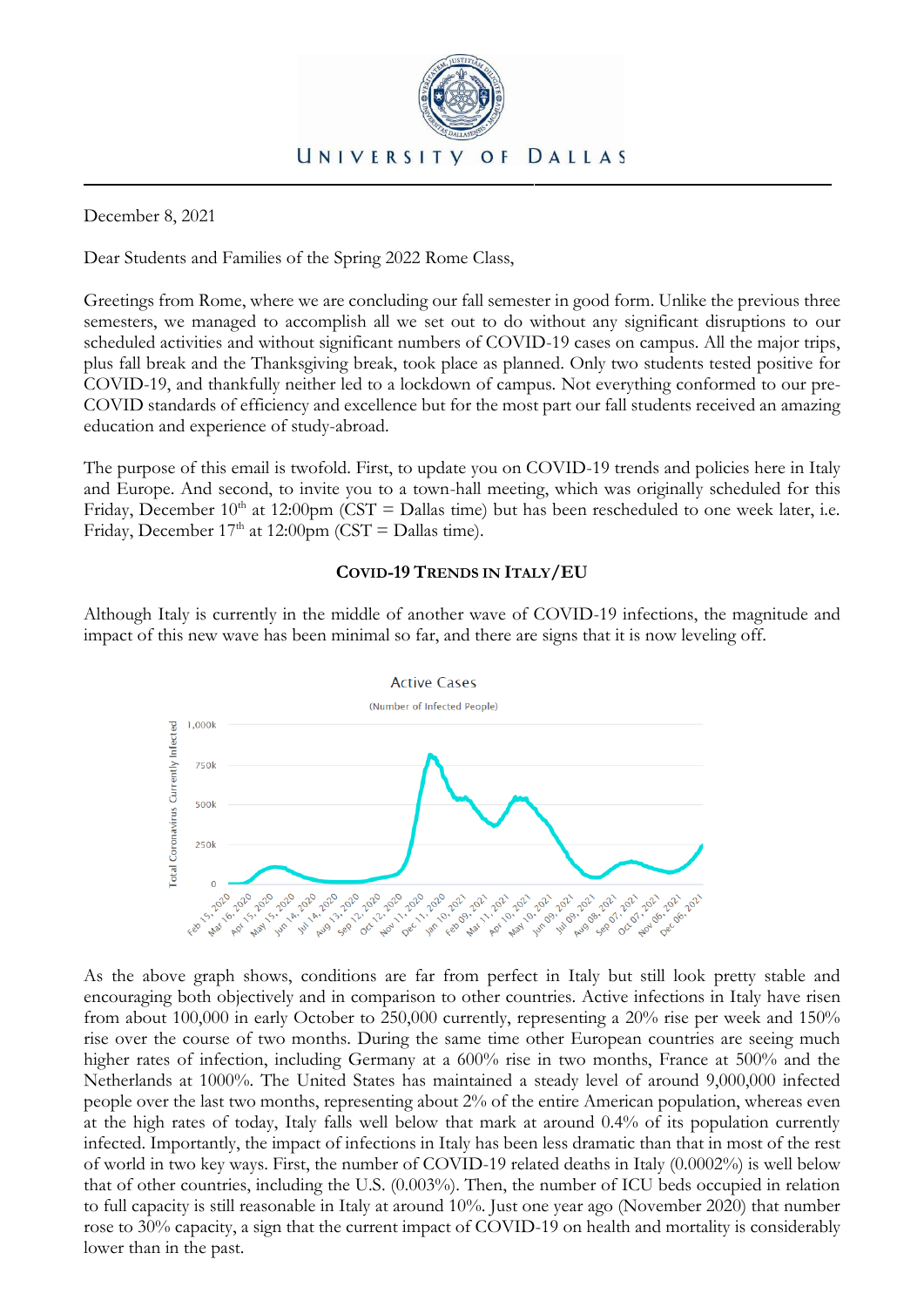UNIVERSITY OF DALLAS

December 8, 2021

Dear Students and Families of the Spring 2022 Rome Class,

Greetings from Rome, where we are concluding our fall semester in good form. Unlike the previous three semesters, we managed to accomplish all we set out to do without any significant disruptions to our scheduled activities and without significant numbers of COVID-19 cases on campus. All the major trips, plus fall break and the Thanksgiving break, took place as planned. Only two students tested positive for COVID-19, and thankfully neither led to a lockdown of campus. Not everything conformed to our pre-COVID standards of efficiency and excellence but for the most part our fall students received an amazing education and experience of study-abroad.

The purpose of this email is twofold. First, to update you on COVID-19 trends and policies here in Italy and Europe. And second, to invite you to a town-hall meeting, which was originally scheduled for this Friday, December 10th at 12:00pm (CST = Dallas time) but has been rescheduled to one week later, i.e. Friday, December 17th at 12:00pm (CST = Dallas time).

## COVID-19 TRENDS IN ITALY/EU

Although Italy is currently in the middle of another wave of COVID-19 infections, the magnitude and impact of this new wave has been minimal so far, and there are signs that it is now leveling off.

Active Cases

(Number of Infected People)

As the above graph shows, conditions are far from perfect in Italy but still look pretty stable and encouraging both objectively and in comparison to other countries. Active infections in Italy have risen from about 100,000 in early October to 250,000 currently, representing a 20% rise per week and 150% rise over the course of two months. During the same time other European countries are seeing much higher rates of infection, including Germany at a 600% rise in two months, France at 500% and the Netherlands at 1000%. The United States has maintained a steady level of around 9,000,000 infected people over the last two months, representing about 2% of the entire American population, whereas even at the high rates of today, Italy falls well below that mark at around 0.4% of its population currently infected. Importantly, the impact of infections in Italy has been less dramatic than that in most of the rest of world in two key ways. First, the number of COVID-19 related deaths in Italy (0.0002%) is well below that of other countries, including the U.S. (0.003%). Then, the number of ICU beds occupied in relation to full capacity is still reasonable in Italy at around 10%. Just one year ago (November 2020) that number rose to 30% capacity, a sign that the current impact of COVID-19 on health and mortality is considerably lower than in the past.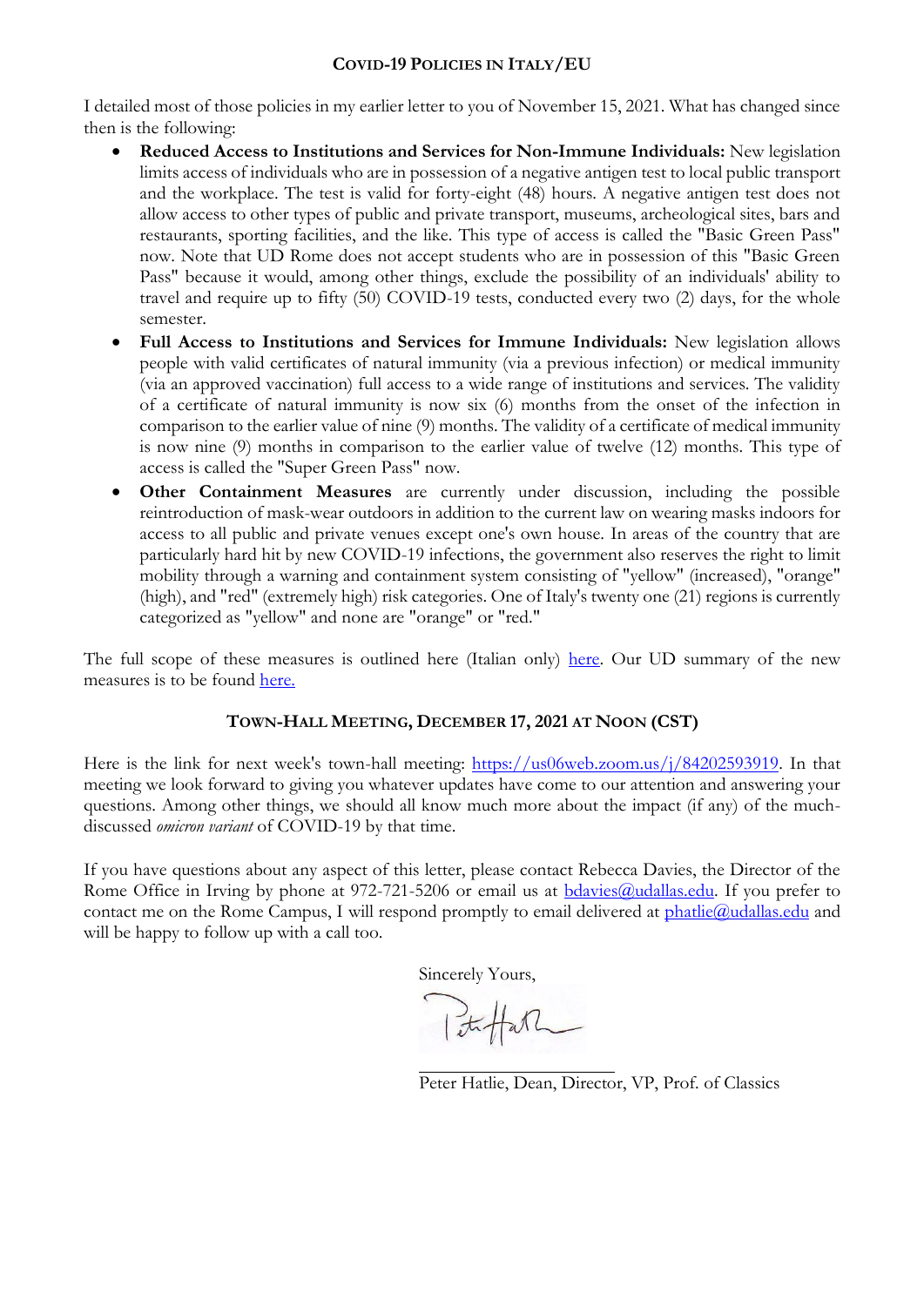## COVID-19 POLICIES IN ITALY/EU

I detailed most of those policies in my earlier letter to you of November 15, 2021. What has changed since then is the following:

- **Reduced Access to Institutions and Services for Non-Immune Individuals:** New legislation limits access of individuals who are in possession of a negative antigen test to local public transport and the workplace. The test is valid for forty-eight (48) hours. A negative antigen test does not allow access to other types of public and private transport, museums, archeological sites, bars and restaurants, sporting facilities, and the like. This type of access is called the "Basic Green Pass" now. Note that UD Rome does not accept students who are in possession of this "Basic Green Pass" because it would, among other things, exclude the possibility of an individuals' ability to travel and require up to fifty (50) COVID-19 tests, conducted every two (2) days, for the whole semester.
- **Full Access to Institutions and Services for Immune Individuals:** New legislation allows people with valid certificates of natural immunity (via a previous infection) or medical immunity (via an approved vaccination) full access to a wide range of institutions and services. The validity of a certificate of natural immunity is now six (6) months from the onset of the infection in comparison to the earlier value of nine (9) months. The validity of a certificate of medical immunity is now nine (9) months in comparison to the earlier value of twelve (12) months. This type of access is called the "Super Green Pass" now.
- **Other Containment Measures** are currently under discussion, including the possible reintroduction of mask-wear outdoors in addition to the current law on wearing masks indoors for access to all public and private venues except one's own house. In areas of the country that are particularly hard hit by new COVID-19 infections, the government also reserves the right to limit mobility through a warning and containment system consisting of "yellow" (increased), "orange" (high), and "red" (extremely high) risk categories. One of Italy's twenty one (21) regions is currently categorized as "yellow" and none are "orange" or "red."

The full scope of these measures is outlined here (Italian only) here. Our UD summary of the new measures is to be found here.

## TOWN-HALL MEETING, DECEMBER 17, 2021 AT NOON (CST)

Here is the link for next week's town-hall meeting: https://us06web.zoom.us/j/84202593919. In that meeting we look forward to giving you whatever updates have come to our attention and answering your questions. Among other things, we should all know much more about the impact (if any) of the much-discussed *omicron variant* of COVID-19 by that time.

If you have questions about any aspect of this letter, please contact Rebecca Davies, the Director of the Rome Office in Irving by phone at 972-721-5206 or email us at bdavies@udallas.edu. If you prefer to contact me on the Rome Campus, I will respond promptly to email delivered at phatlie@udallas.edu and will be happy to follow up with a call too.

Sincerely Yours,

Peter Hatlie, Dean, Director, VP, Prof. of Classics